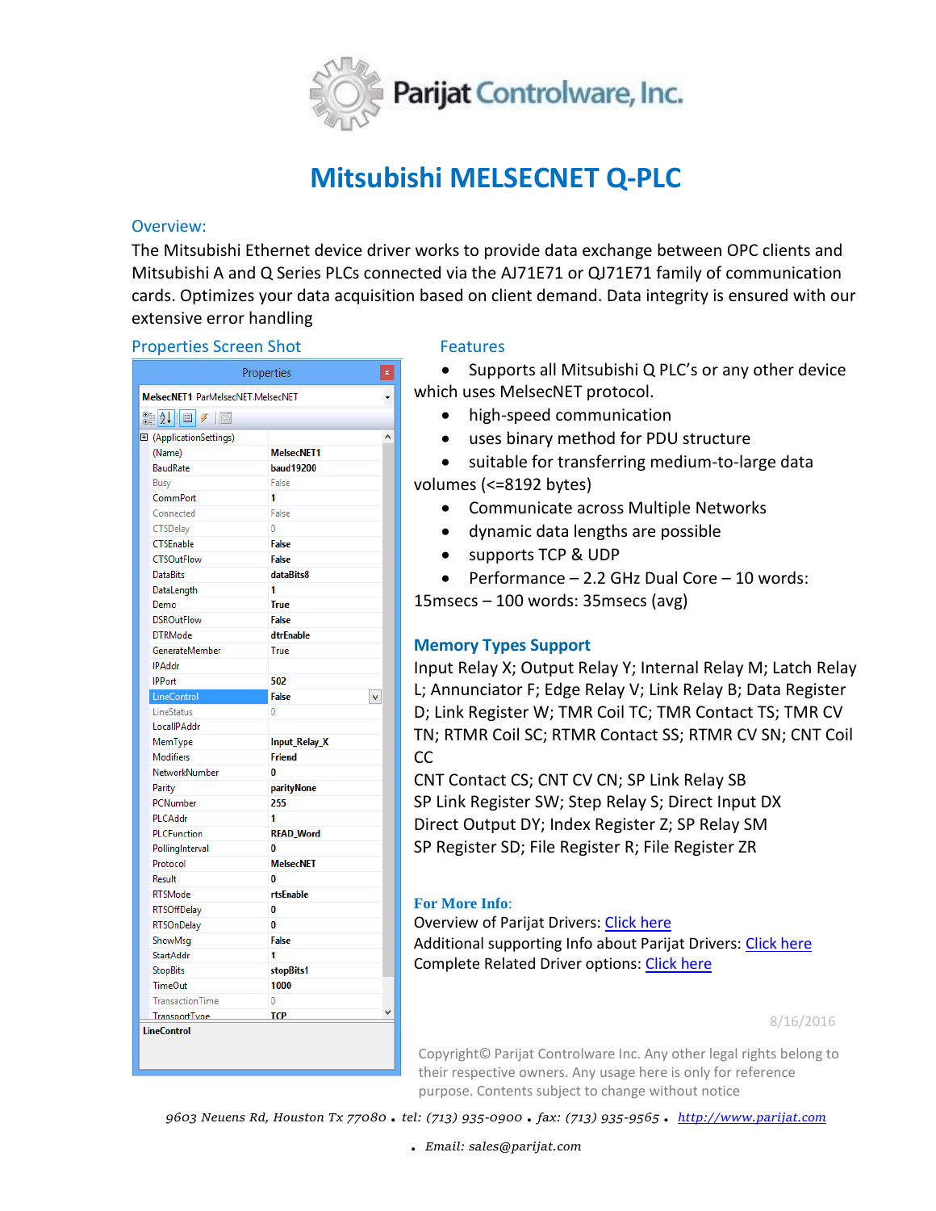# Mitsubishi MELSECNET Q-PLC

## Overview:

The Mitsubishi Ethernet device driver works to provide data exchange between OPC clients and Mitsubishi A and Q Series PLCs connected via the AJ71E71 or QJ71E71 family of communication cards. Optimizes your data acquisition based on client demand. Data integrity is ensured with our extensive error handling

## Properties Screen Shot

| Property | Value |
|---|---|
| (ApplicationSettings) | |
| (Name) | MelsecNET1 |
| BaudRate | baud19200 |
| Busy | False |
| CommPort | 1 |
| Connected | False |
| CTSDelay | 0 |
| CTSEnable | False |
| CTSOutFlow | False |
| DataBits | dataBits8 |
| DataLength | 1 |
| Demo | True |
| DSROutFlow | False |
| DTRMode | dtrEnable |
| GenerateMember | True |
| IPAddr | |
| IPPort | 502 |
| LineControl | False |
| LineStatus | 0 |
| LocalIPAddr | |
| MemType | Input_Relay_X |
| Modifiers | Friend |
| NetworkNumber | 0 |
| Parity | parityNone |
| PCNumber | 255 |
| PLCAddr | 1 |
| PLCFunction | READ_Word |
| PollingInterval | 0 |
| Protocol | MelsecNET |
| Result | 0 |
| RTSMode | rtsEnable |
| RTSOffDelay | 0 |
| RTSOnDelay | 0 |
| ShowMsg | False |
| StartAddr | 1 |
| StopBits | stopBits1 |
| TimeOut | 1000 |
| TransactionTime | 0 |
| TransportType | TCP |

## Features

- Supports all Mitsubishi Q PLC's or any other device which uses MelsecNET protocol.
- high-speed communication
- uses binary method for PDU structure
- suitable for transferring medium-to-large data volumes (<=8192 bytes)
- Communicate across Multiple Networks
- dynamic data lengths are possible
- supports TCP & UDP
- Performance – 2.2 GHz Dual Core – 10 words: 15msecs – 100 words: 35msecs (avg)

## Memory Types Support

Input Relay X; Output Relay Y; Internal Relay M; Latch Relay L; Annunciator F; Edge Relay V; Link Relay B; Data Register D; Link Register W; TMR Coil TC; TMR Contact TS; TMR CV TN; RTMR Coil SC; RTMR Contact SS; RTMR CV SN; CNT Coil CC

CNT Contact CS; CNT CV CN; SP Link Relay SB

SP Link Register SW; Step Relay S; Direct Input DX

Direct Output DY; Index Register Z; SP Relay SM

SP Register SD; File Register R; File Register ZR

**For More Info:**

Overview of Parijat Drivers: Click here

Additional supporting Info about Parijat Drivers: Click here

Complete Related Driver options: Click here

8/16/2016

Copyright© Parijat Controlware Inc. Any other legal rights belong to their respective owners. Any usage here is only for reference purpose. Contents subject to change without notice

*9603 Neuens Rd, Houston Tx 77080 • tel: (713) 935-0900 • fax: (713) 935-9565 • http://www.parijat.com*

*• Email: sales@parijat.com*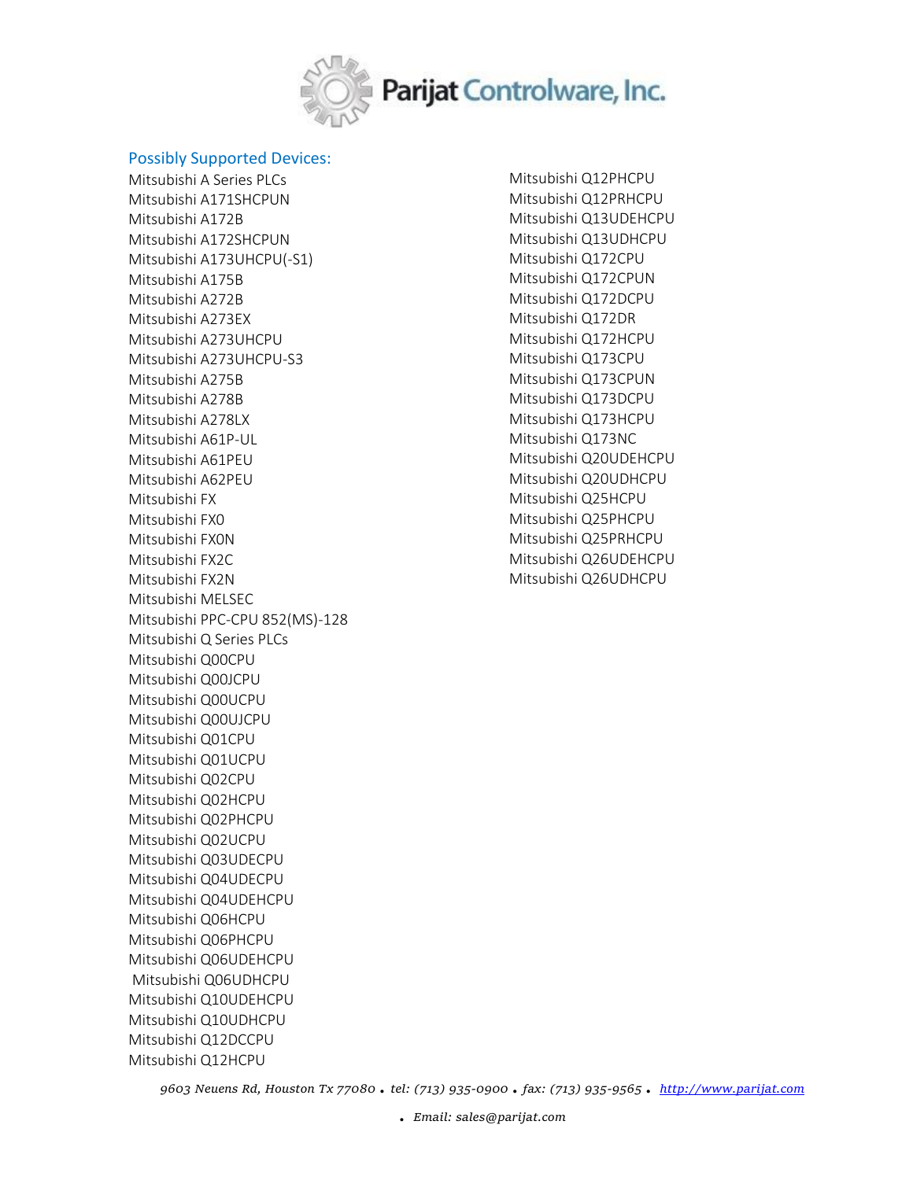## Possibly Supported Devices:

Mitsubishi A Series PLCs
Mitsubishi A171SHCPUN
Mitsubishi A172B
Mitsubishi A172SHCPUN
Mitsubishi A173UHCPU(-S1)
Mitsubishi A175B
Mitsubishi A272B
Mitsubishi A273EX
Mitsubishi A273UHCPU
Mitsubishi A273UHCPU-S3
Mitsubishi A275B
Mitsubishi A278B
Mitsubishi A278LX
Mitsubishi A61P-UL
Mitsubishi A61PEU
Mitsubishi A62PEU
Mitsubishi FX
Mitsubishi FX0
Mitsubishi FX0N
Mitsubishi FX2C
Mitsubishi FX2N
Mitsubishi MELSEC
Mitsubishi PPC-CPU 852(MS)-128
Mitsubishi Q Series PLCs
Mitsubishi Q00CPU
Mitsubishi Q00JCPU
Mitsubishi Q00UCPU
Mitsubishi Q00UJCPU
Mitsubishi Q01CPU
Mitsubishi Q01UCPU
Mitsubishi Q02CPU
Mitsubishi Q02HCPU
Mitsubishi Q02PHCPU
Mitsubishi Q02UCPU
Mitsubishi Q03UDECPU
Mitsubishi Q04UDECPU
Mitsubishi Q04UDEHCPU
Mitsubishi Q06HCPU
Mitsubishi Q06PHCPU
Mitsubishi Q06UDEHCPU
Mitsubishi Q06UDHCPU
Mitsubishi Q10UDEHCPU
Mitsubishi Q10UDHCPU
Mitsubishi Q12DCCPU
Mitsubishi Q12HCPU
Mitsubishi Q12PHCPU
Mitsubishi Q12PRHCPU
Mitsubishi Q13UDEHCPU
Mitsubishi Q13UDHCPU
Mitsubishi Q172CPU
Mitsubishi Q172CPUN
Mitsubishi Q172DCPU
Mitsubishi Q172DR
Mitsubishi Q172HCPU
Mitsubishi Q173CPU
Mitsubishi Q173CPUN
Mitsubishi Q173DCPU
Mitsubishi Q173HCPU
Mitsubishi Q173NC
Mitsubishi Q20UDEHCPU
Mitsubishi Q20UDHCPU
Mitsubishi Q25HCPU
Mitsubishi Q25PHCPU
Mitsubishi Q25PRHCPU
Mitsubishi Q26UDEHCPU
Mitsubishi Q26UDHCPU